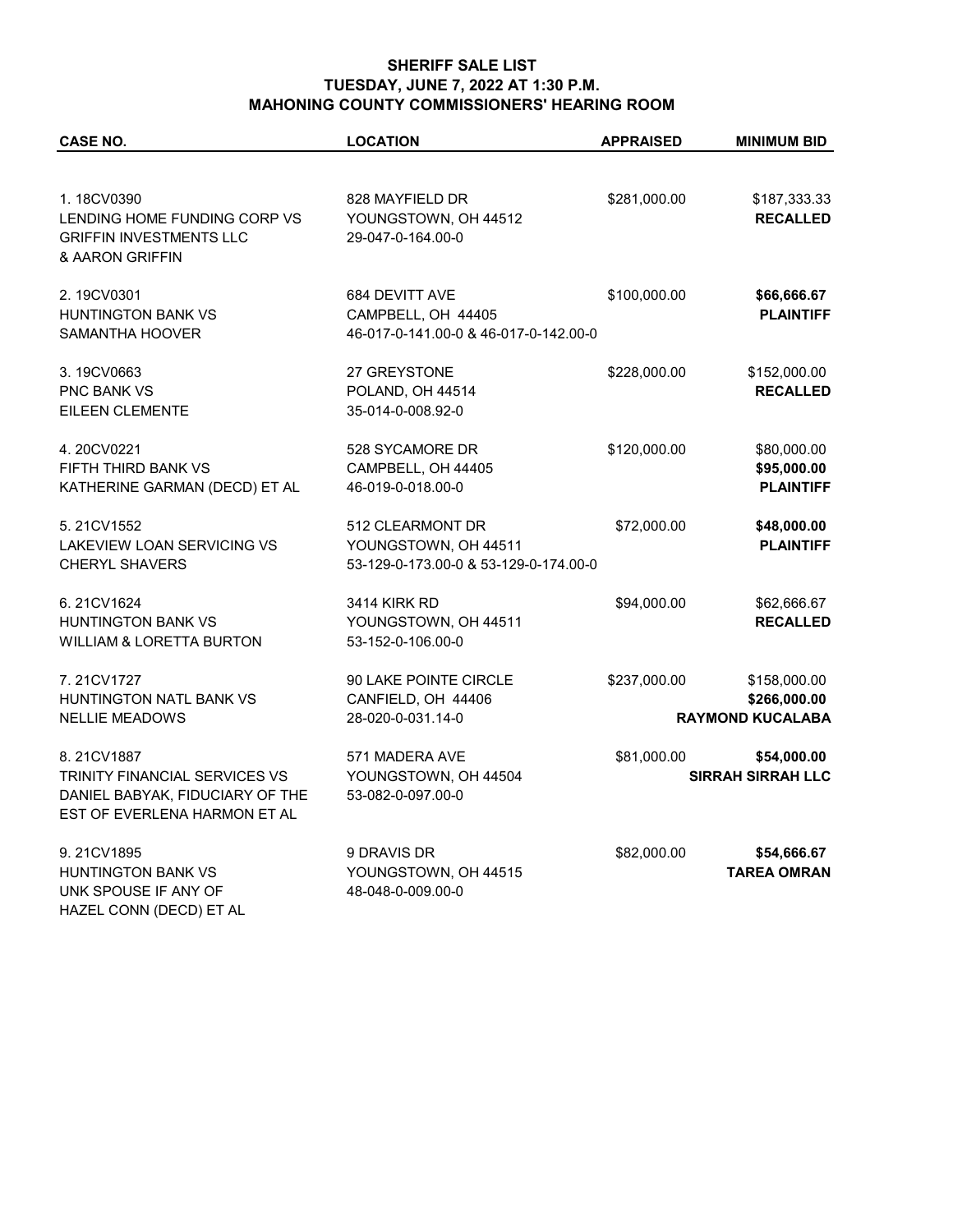**SHERIFF SALE LIST**
**TUESDAY, JUNE 7, 2022 AT 1:30 P.M.**
**MAHONING COUNTY COMMISSIONERS' HEARING ROOM**

| CASE NO. | LOCATION | APPRAISED | MINIMUM BID |
|---|---|---|---|
| 1. 18CV0390<br>LENDING HOME FUNDING CORP VS<br>GRIFFIN INVESTMENTS LLC<br>& AARON GRIFFIN | 828 MAYFIELD DR<br>YOUNGSTOWN, OH 44512<br>29-047-0-164.00-0 | $281,000.00 | $187,333.33<br>**RECALLED** |
| 2. 19CV0301<br>HUNTINGTON BANK VS<br>SAMANTHA HOOVER | 684 DEVITT AVE<br>CAMPBELL, OH 44405<br>46-017-0-141.00-0 & 46-017-0-142.00-0 | $100,000.00 | **$66,666.67**<br>**PLAINTIFF** |
| 3. 19CV0663<br>PNC BANK VS<br>EILEEN CLEMENTE | 27 GREYSTONE<br>POLAND, OH 44514<br>35-014-0-008.92-0 | $228,000.00 | $152,000.00<br>**RECALLED** |
| 4. 20CV0221<br>FIFTH THIRD BANK VS<br>KATHERINE GARMAN (DECD) ET AL | 528 SYCAMORE DR<br>CAMPBELL, OH 44405<br>46-019-0-018.00-0 | $120,000.00 | $80,000.00<br>**$95,000.00**<br>**PLAINTIFF** |
| 5. 21CV1552<br>LAKEVIEW LOAN SERVICING VS<br>CHERYL SHAVERS | 512 CLEARMONT DR<br>YOUNGSTOWN, OH 44511<br>53-129-0-173.00-0 & 53-129-0-174.00-0 | $72,000.00 | **$48,000.00**<br>**PLAINTIFF** |
| 6. 21CV1624<br>HUNTINGTON BANK VS<br>WILLIAM & LORETTA BURTON | 3414 KIRK RD<br>YOUNGSTOWN, OH 44511<br>53-152-0-106.00-0 | $94,000.00 | $62,666.67<br>**RECALLED** |
| 7. 21CV1727<br>HUNTINGTON NATL BANK VS<br>NELLIE MEADOWS | 90 LAKE POINTE CIRCLE<br>CANFIELD, OH 44406<br>28-020-0-031.14-0 | $237,000.00 | $158,000.00<br>**$266,000.00**<br>**RAYMOND KUCALABA** |
| 8. 21CV1887<br>TRINITY FINANCIAL SERVICES VS<br>DANIEL BABYAK, FIDUCIARY OF THE<br>EST OF EVERLENA HARMON ET AL | 571 MADERA AVE<br>YOUNGSTOWN, OH 44504<br>53-082-0-097.00-0 | $81,000.00 | **$54,000.00**<br>**SIRRAH SIRRAH LLC** |
| 9. 21CV1895<br>HUNTINGTON BANK VS<br>UNK SPOUSE IF ANY OF<br>HAZEL CONN (DECD) ET AL | 9 DRAVIS DR<br>YOUNGSTOWN, OH 44515<br>48-048-0-009.00-0 | $82,000.00 | **$54,666.67**<br>**TAREA OMRAN** |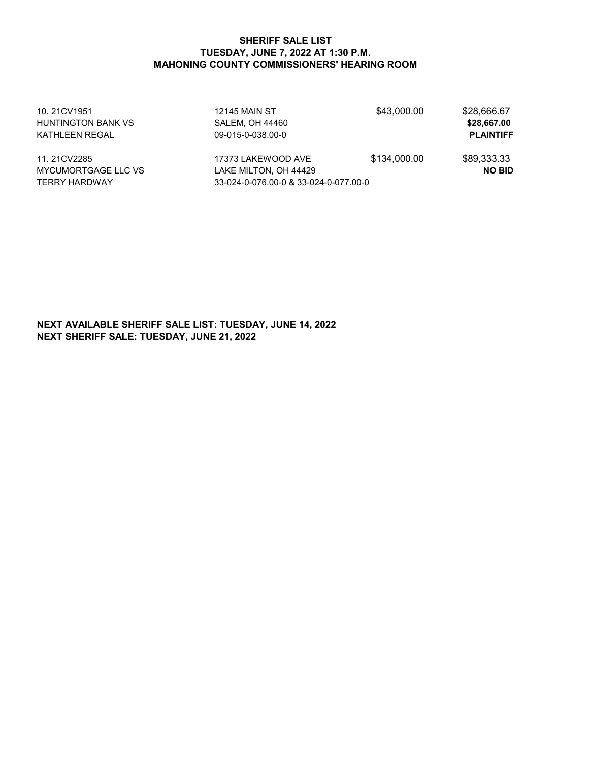**SHERIFF SALE LIST**
**TUESDAY, JUNE 7, 2022 AT 1:30 P.M.**
**MAHONING COUNTY COMMISSIONERS' HEARING ROOM**

| | | | |
|---|---|---|---|
| 10. 21CV1951<br>HUNTINGTON BANK VS<br>KATHLEEN REGAL | 12145 MAIN ST<br>SALEM, OH 44460<br>09-015-0-038.00-0 | \$43,000.00 | \$28,666.67<br>**\$28,667.00**<br>**PLAINTIFF** |
| 11. 21CV2285<br>MYCUMORTGAGE LLC VS<br>TERRY HARDWAY | 17373 LAKEWOOD AVE<br>LAKE MILTON, OH 44429<br>33-024-0-076.00-0 & 33-024-0-077.00-0 | \$134,000.00 | \$89,333.33<br>**NO BID** |

**NEXT AVAILABLE SHERIFF SALE LIST: TUESDAY, JUNE 14, 2022**
**NEXT SHERIFF SALE: TUESDAY, JUNE 21, 2022**